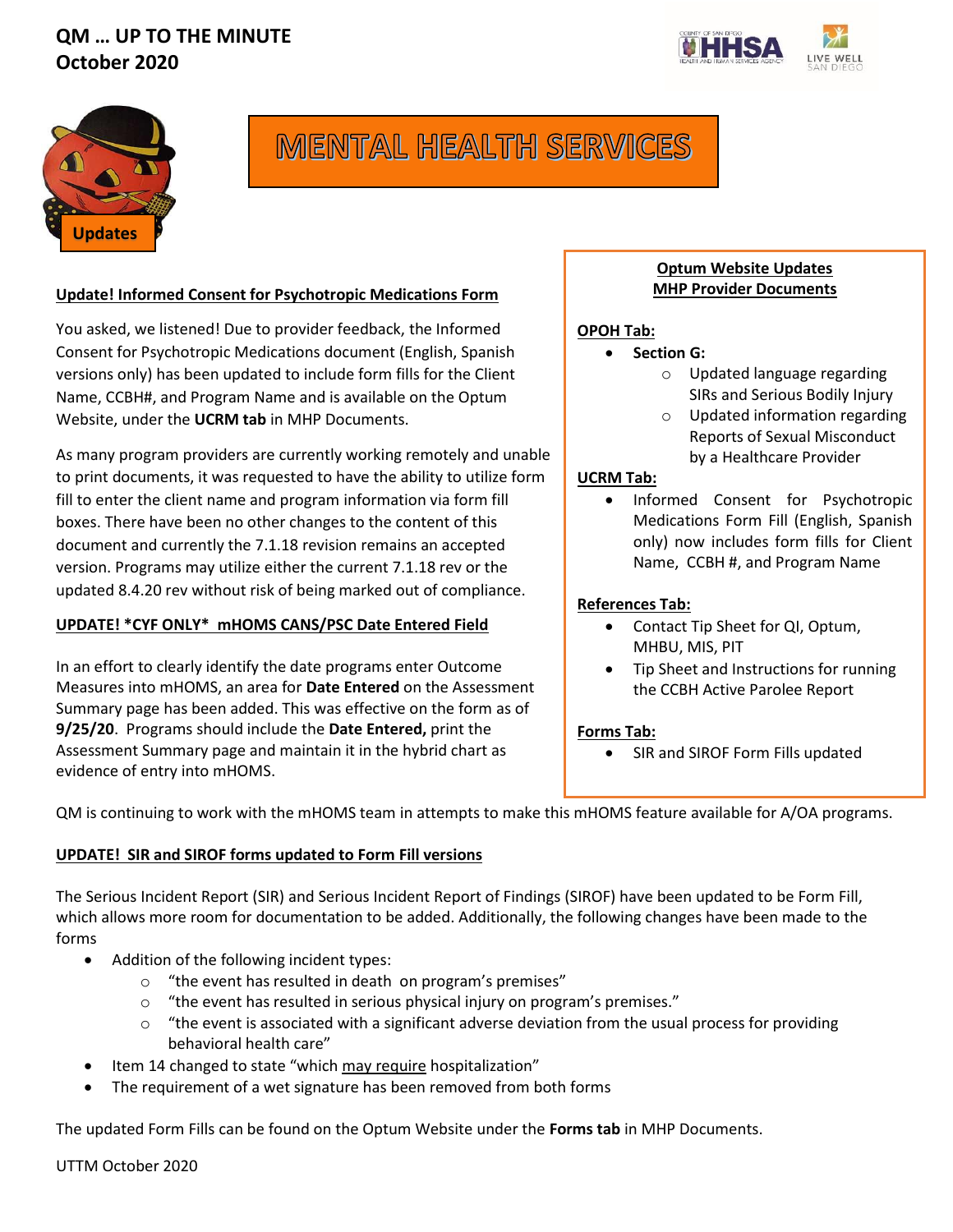# QM … UP TO THE MINUTE
## October 2020

# MENTAL HEALTH SERVICES

**Updates**

### Update! Informed Consent for Psychotropic Medications Form

You asked, we listened! Due to provider feedback, the Informed Consent for Psychotropic Medications document (English, Spanish versions only) has been updated to include form fills for the Client Name, CCBH#, and Program Name and is available on the Optum Website, under the **UCRM tab** in MHP Documents.

As many program providers are currently working remotely and unable to print documents, it was requested to have the ability to utilize form fill to enter the client name and program information via form fill boxes. There have been no other changes to the content of this document and currently the 7.1.18 revision remains an accepted version. Programs may utilize either the current 7.1.18 rev or the updated 8.4.20 rev without risk of being marked out of compliance.

### UPDATE! *CYF ONLY* mHOMS CANS/PSC Date Entered Field

In an effort to clearly identify the date programs enter Outcome Measures into mHOMS, an area for **Date Entered** on the Assessment Summary page has been added. This was effective on the form as of **9/25/20**. Programs should include the **Date Entered,** print the Assessment Summary page and maintain it in the hybrid chart as evidence of entry into mHOMS.

QM is continuing to work with the mHOMS team in attempts to make this mHOMS feature available for A/OA programs.

### Optum Website Updates
### MHP Provider Documents

**OPOH Tab:**

- **Section G:**
  - Updated language regarding SIRs and Serious Bodily Injury
  - Updated information regarding Reports of Sexual Misconduct by a Healthcare Provider

**UCRM Tab:**

- Informed Consent for Psychotropic Medications Form Fill (English, Spanish only) now includes form fills for Client Name, CCBH #, and Program Name

**References Tab:**

- Contact Tip Sheet for QI, Optum, MHBU, MIS, PIT
- Tip Sheet and Instructions for running the CCBH Active Parolee Report

**Forms Tab:**

- SIR and SIROF Form Fills updated

### UPDATE! SIR and SIROF forms updated to Form Fill versions

The Serious Incident Report (SIR) and Serious Incident Report of Findings (SIROF) have been updated to be Form Fill, which allows more room for documentation to be added. Additionally, the following changes have been made to the forms

- Addition of the following incident types:
  - "the event has resulted in death on program's premises"
  - "the event has resulted in serious physical injury on program's premises."
  - "the event is associated with a significant adverse deviation from the usual process for providing behavioral health care"
- Item 14 changed to state "which may require hospitalization"
- The requirement of a wet signature has been removed from both forms

The updated Form Fills can be found on the Optum Website under the **Forms tab** in MHP Documents.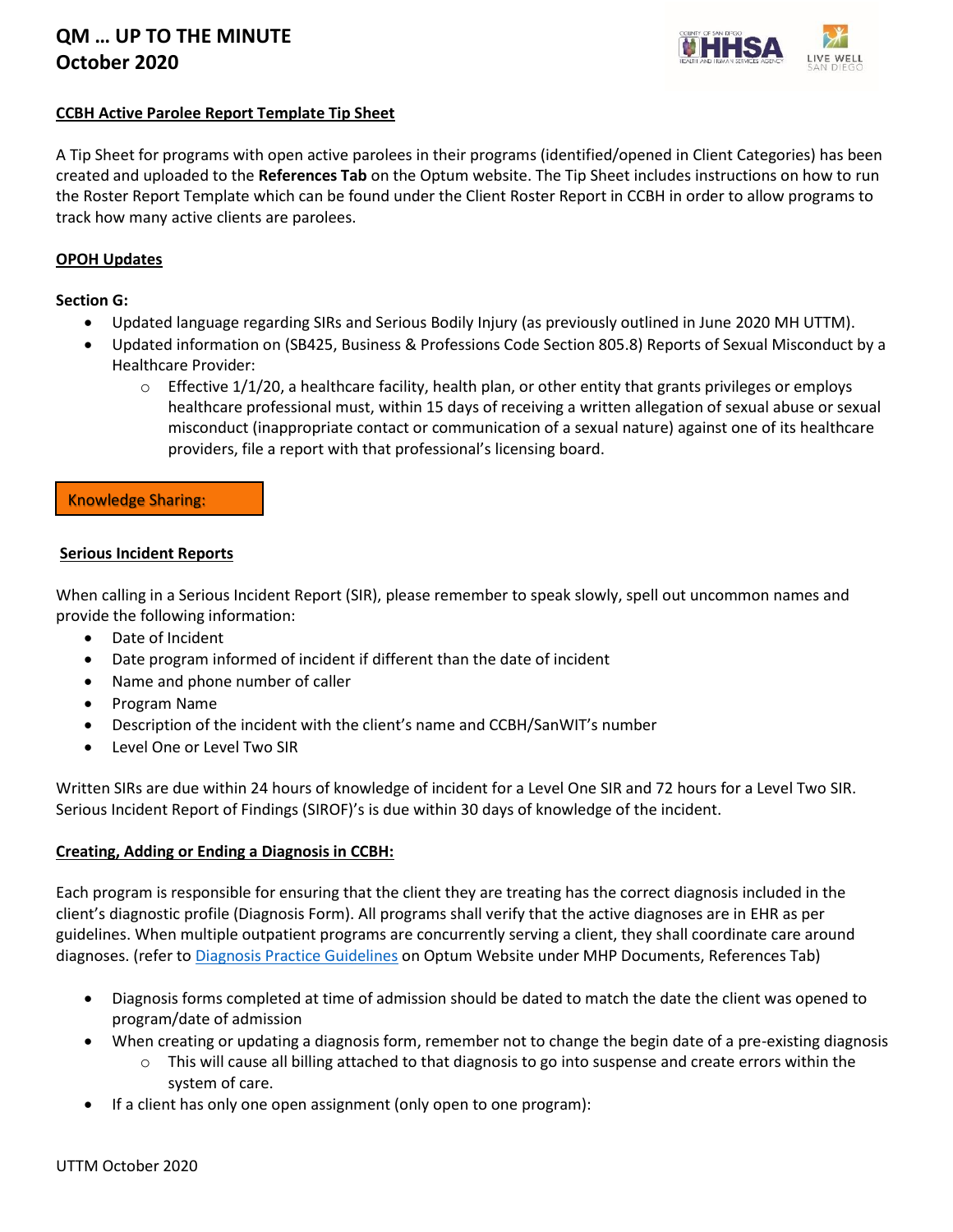# QM … UP TO THE MINUTE
# October 2020

**CCBH Active Parolee Report Template Tip Sheet**

A Tip Sheet for programs with open active parolees in their programs (identified/opened in Client Categories) has been created and uploaded to the **References Tab** on the Optum website. The Tip Sheet includes instructions on how to run the Roster Report Template which can be found under the Client Roster Report in CCBH in order to allow programs to track how many active clients are parolees.

**OPOH Updates**

**Section G:**

- Updated language regarding SIRs and Serious Bodily Injury (as previously outlined in June 2020 MH UTTM).
- Updated information on (SB425, Business & Professions Code Section 805.8) Reports of Sexual Misconduct by a Healthcare Provider:
  - Effective 1/1/20, a healthcare facility, health plan, or other entity that grants privileges or employs healthcare professional must, within 15 days of receiving a written allegation of sexual abuse or sexual misconduct (inappropriate contact or communication of a sexual nature) against one of its healthcare providers, file a report with that professional's licensing board.

## Knowledge Sharing:

**Serious Incident Reports**

When calling in a Serious Incident Report (SIR), please remember to speak slowly, spell out uncommon names and provide the following information:

- Date of Incident
- Date program informed of incident if different than the date of incident
- Name and phone number of caller
- Program Name
- Description of the incident with the client's name and CCBH/SanWIT's number
- Level One or Level Two SIR

Written SIRs are due within 24 hours of knowledge of incident for a Level One SIR and 72 hours for a Level Two SIR. Serious Incident Report of Findings (SIROF)'s is due within 30 days of knowledge of the incident.

**Creating, Adding or Ending a Diagnosis in CCBH:**

Each program is responsible for ensuring that the client they are treating has the correct diagnosis included in the client's diagnostic profile (Diagnosis Form). All programs shall verify that the active diagnoses are in EHR as per guidelines. When multiple outpatient programs are concurrently serving a client, they shall coordinate care around diagnoses. (refer to Diagnosis Practice Guidelines on Optum Website under MHP Documents, References Tab)

- Diagnosis forms completed at time of admission should be dated to match the date the client was opened to program/date of admission
- When creating or updating a diagnosis form, remember not to change the begin date of a pre-existing diagnosis
  - This will cause all billing attached to that diagnosis to go into suspense and create errors within the system of care.
- If a client has only one open assignment (only open to one program):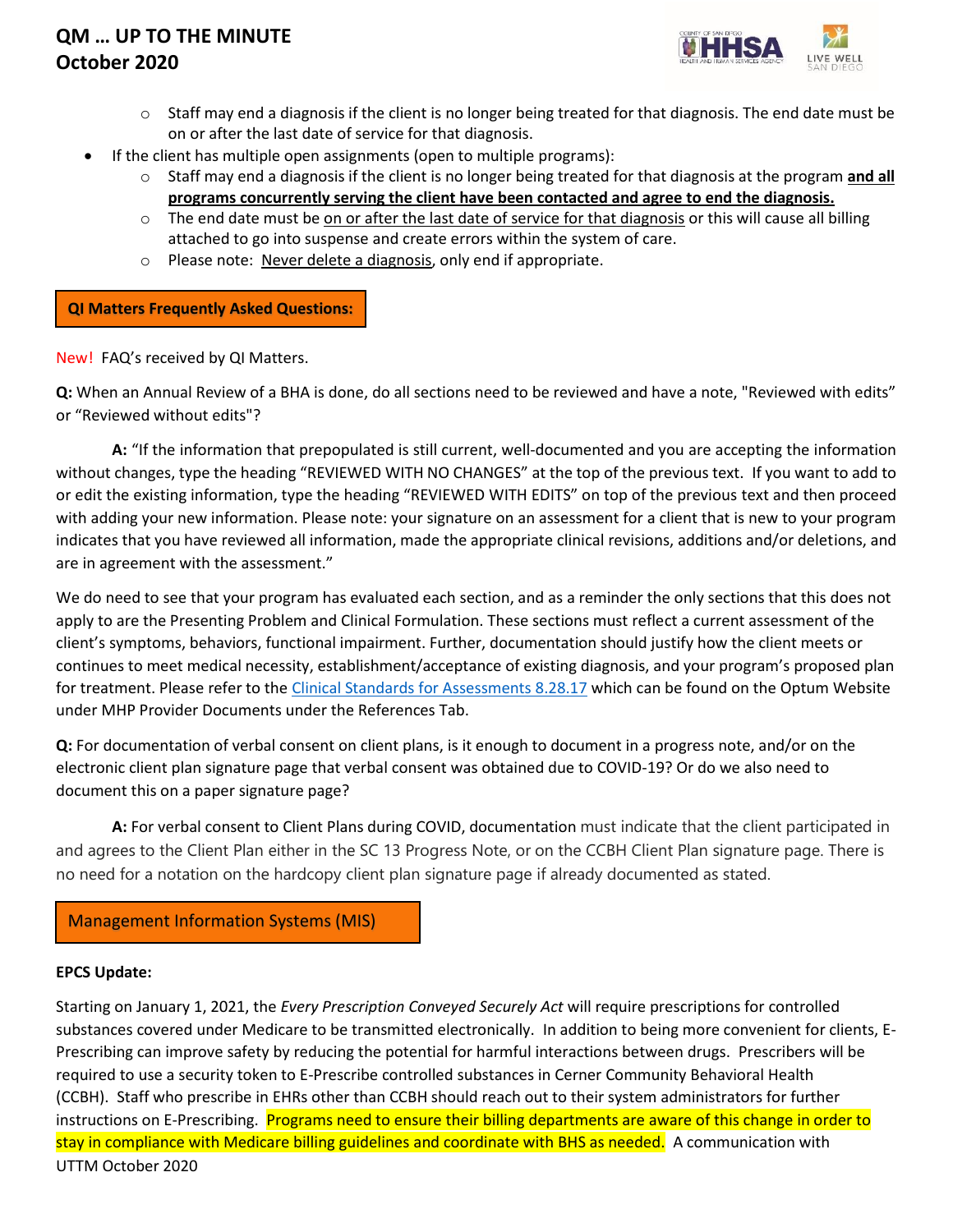- Staff may end a diagnosis if the client is no longer being treated for that diagnosis. The end date must be on or after the last date of service for that diagnosis.
- If the client has multiple open assignments (open to multiple programs):
  - Staff may end a diagnosis if the client is no longer being treated for that diagnosis at the program **and all programs concurrently serving the client have been contacted and agree to end the diagnosis.**
  - The end date must be on or after the last date of service for that diagnosis or this will cause all billing attached to go into suspense and create errors within the system of care.
  - Please note: Never delete a diagnosis, only end if appropriate.

## QI Matters Frequently Asked Questions:

New! FAQ's received by QI Matters.

**Q:** When an Annual Review of a BHA is done, do all sections need to be reviewed and have a note, "Reviewed with edits" or "Reviewed without edits"?

**A:** "If the information that prepopulated is still current, well-documented and you are accepting the information without changes, type the heading "REVIEWED WITH NO CHANGES" at the top of the previous text. If you want to add to or edit the existing information, type the heading "REVIEWED WITH EDITS" on top of the previous text and then proceed with adding your new information. Please note: your signature on an assessment for a client that is new to your program indicates that you have reviewed all information, made the appropriate clinical revisions, additions and/or deletions, and are in agreement with the assessment."

We do need to see that your program has evaluated each section, and as a reminder the only sections that this does not apply to are the Presenting Problem and Clinical Formulation. These sections must reflect a current assessment of the client's symptoms, behaviors, functional impairment. Further, documentation should justify how the client meets or continues to meet medical necessity, establishment/acceptance of existing diagnosis, and your program's proposed plan for treatment. Please refer to the Clinical Standards for Assessments 8.28.17 which can be found on the Optum Website under MHP Provider Documents under the References Tab.

**Q:** For documentation of verbal consent on client plans, is it enough to document in a progress note, and/or on the electronic client plan signature page that verbal consent was obtained due to COVID-19? Or do we also need to document this on a paper signature page?

**A:** For verbal consent to Client Plans during COVID, documentation must indicate that the client participated in and agrees to the Client Plan either in the SC 13 Progress Note, or on the CCBH Client Plan signature page. There is no need for a notation on the hardcopy client plan signature page if already documented as stated.

## Management Information Systems (MIS)

**EPCS Update:**

Starting on January 1, 2021, the *Every Prescription Conveyed Securely Act* will require prescriptions for controlled substances covered under Medicare to be transmitted electronically. In addition to being more convenient for clients, E-Prescribing can improve safety by reducing the potential for harmful interactions between drugs. Prescribers will be required to use a security token to E-Prescribe controlled substances in Cerner Community Behavioral Health (CCBH). Staff who prescribe in EHRs other than CCBH should reach out to their system administrators for further instructions on E-Prescribing. Programs need to ensure their billing departments are aware of this change in order to stay in compliance with Medicare billing guidelines and coordinate with BHS as needed. A communication with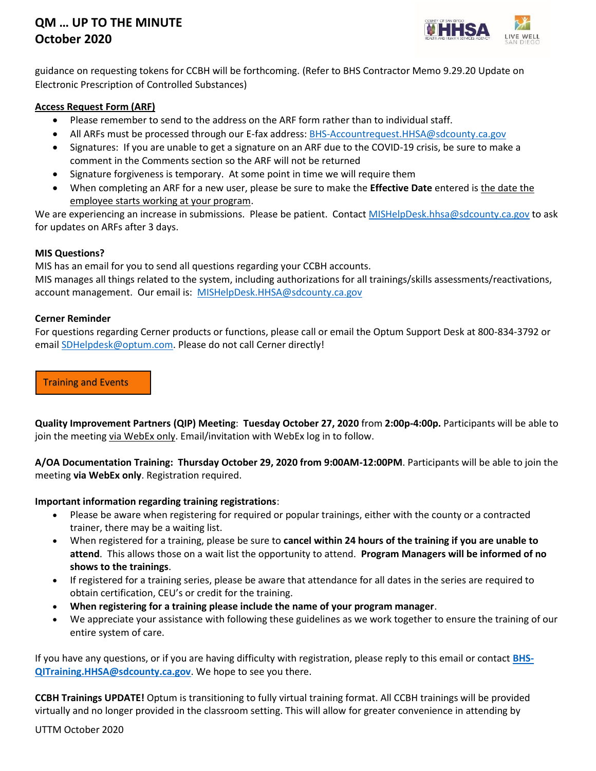guidance on requesting tokens for CCBH will be forthcoming. (Refer to BHS Contractor Memo 9.29.20 Update on Electronic Prescription of Controlled Substances)

**Access Request Form (ARF)**

- Please remember to send to the address on the ARF form rather than to individual staff.
- All ARFs must be processed through our E-fax address: BHS-Accountrequest.HHSA@sdcounty.ca.gov
- Signatures: If you are unable to get a signature on an ARF due to the COVID-19 crisis, be sure to make a comment in the Comments section so the ARF will not be returned
- Signature forgiveness is temporary. At some point in time we will require them
- When completing an ARF for a new user, please be sure to make the **Effective Date** entered is the date the employee starts working at your program.

We are experiencing an increase in submissions. Please be patient. Contact MISHelpDesk.hhsa@sdcounty.ca.gov to ask for updates on ARFs after 3 days.

**MIS Questions?**

MIS has an email for you to send all questions regarding your CCBH accounts.
MIS manages all things related to the system, including authorizations for all trainings/skills assessments/reactivations, account management. Our email is: MISHelpDesk.HHSA@sdcounty.ca.gov

**Cerner Reminder**

For questions regarding Cerner products or functions, please call or email the Optum Support Desk at 800-834-3792 or email SDHelpdesk@optum.com. Please do not call Cerner directly!

## Training and Events

**Quality Improvement Partners (QIP) Meeting**: **Tuesday October 27, 2020** from **2:00p-4:00p.** Participants will be able to join the meeting via WebEx only. Email/invitation with WebEx log in to follow.

**A/OA Documentation Training: Thursday October 29, 2020 from 9:00AM-12:00PM**. Participants will be able to join the meeting **via WebEx only**. Registration required.

**Important information regarding training registrations**:

- Please be aware when registering for required or popular trainings, either with the county or a contracted trainer, there may be a waiting list.
- When registered for a training, please be sure to **cancel within 24 hours of the training if you are unable to attend**. This allows those on a wait list the opportunity to attend. **Program Managers will be informed of no shows to the trainings**.
- If registered for a training series, please be aware that attendance for all dates in the series are required to obtain certification, CEU's or credit for the training.
- **When registering for a training please include the name of your program manager**.
- We appreciate your assistance with following these guidelines as we work together to ensure the training of our entire system of care.

If you have any questions, or if you are having difficulty with registration, please reply to this email or contact **BHS-QITraining.HHSA@sdcounty.ca.gov**. We hope to see you there.

**CCBH Trainings UPDATE!** Optum is transitioning to fully virtual training format. All CCBH trainings will be provided virtually and no longer provided in the classroom setting. This will allow for greater convenience in attending by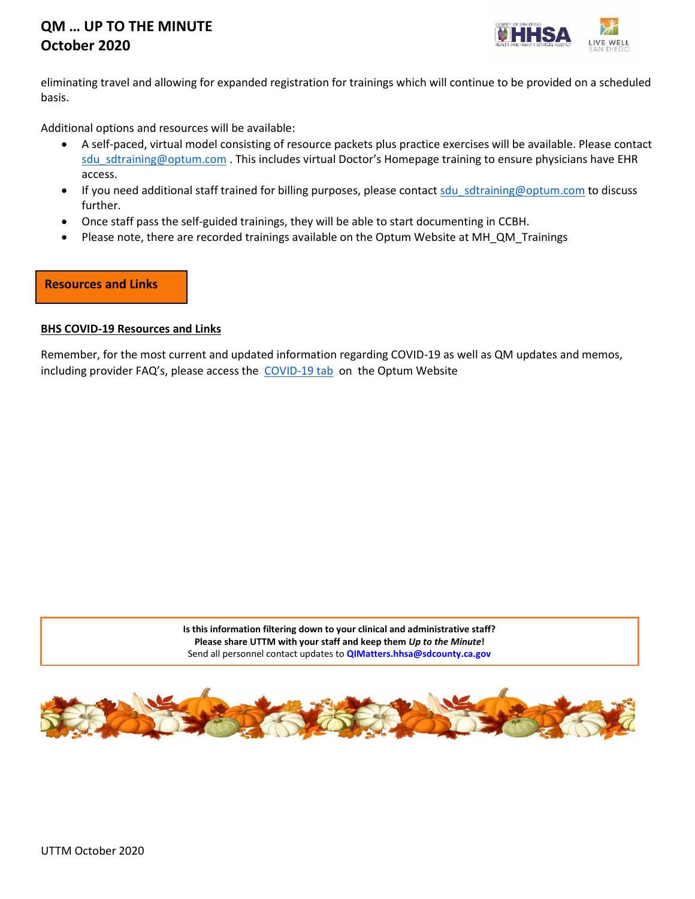eliminating travel and allowing for expanded registration for trainings which will continue to be provided on a scheduled basis.

Additional options and resources will be available:

- A self-paced, virtual model consisting of resource packets plus practice exercises will be available. Please contact sdu_sdtraining@optum.com . This includes virtual Doctor's Homepage training to ensure physicians have EHR access.
- If you need additional staff trained for billing purposes, please contact sdu_sdtraining@optum.com to discuss further.
- Once staff pass the self-guided trainings, they will be able to start documenting in CCBH.
- Please note, there are recorded trainings available on the Optum Website at MH_QM_Trainings

## Resources and Links

**BHS COVID-19 Resources and Links**

Remember, for the most current and updated information regarding COVID-19 as well as QM updates and memos, including provider FAQ's, please access the COVID-19 tab on the Optum Website

**Is this information filtering down to your clinical and administrative staff?**
**Please share UTTM with your staff and keep them *Up to the Minute*!**
Send all personnel contact updates to **QIMatters.hhsa@sdcounty.ca.gov**